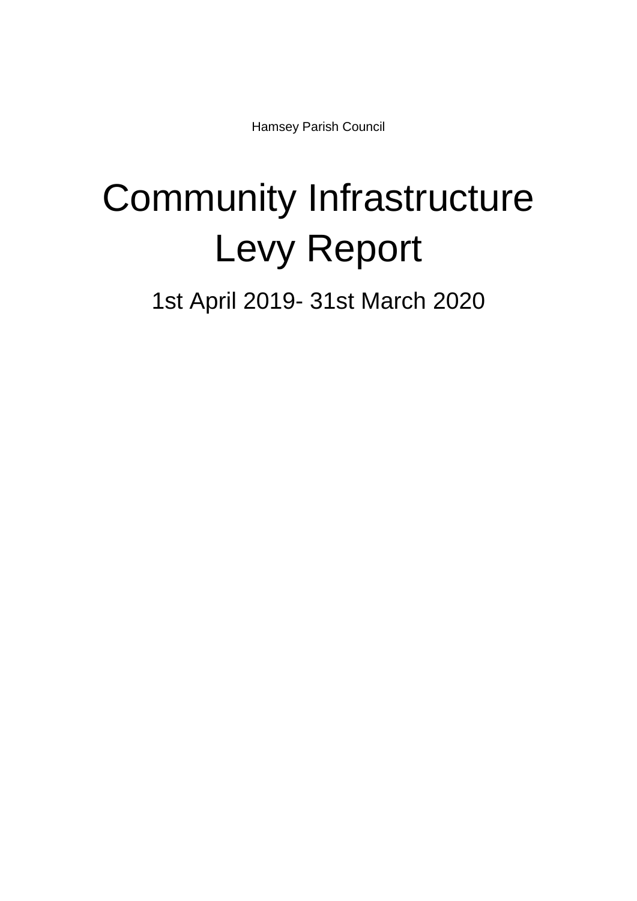Hamsey Parish Council

# Community Infrastructure Levy Report

## 1st April 2019- 31st March 2020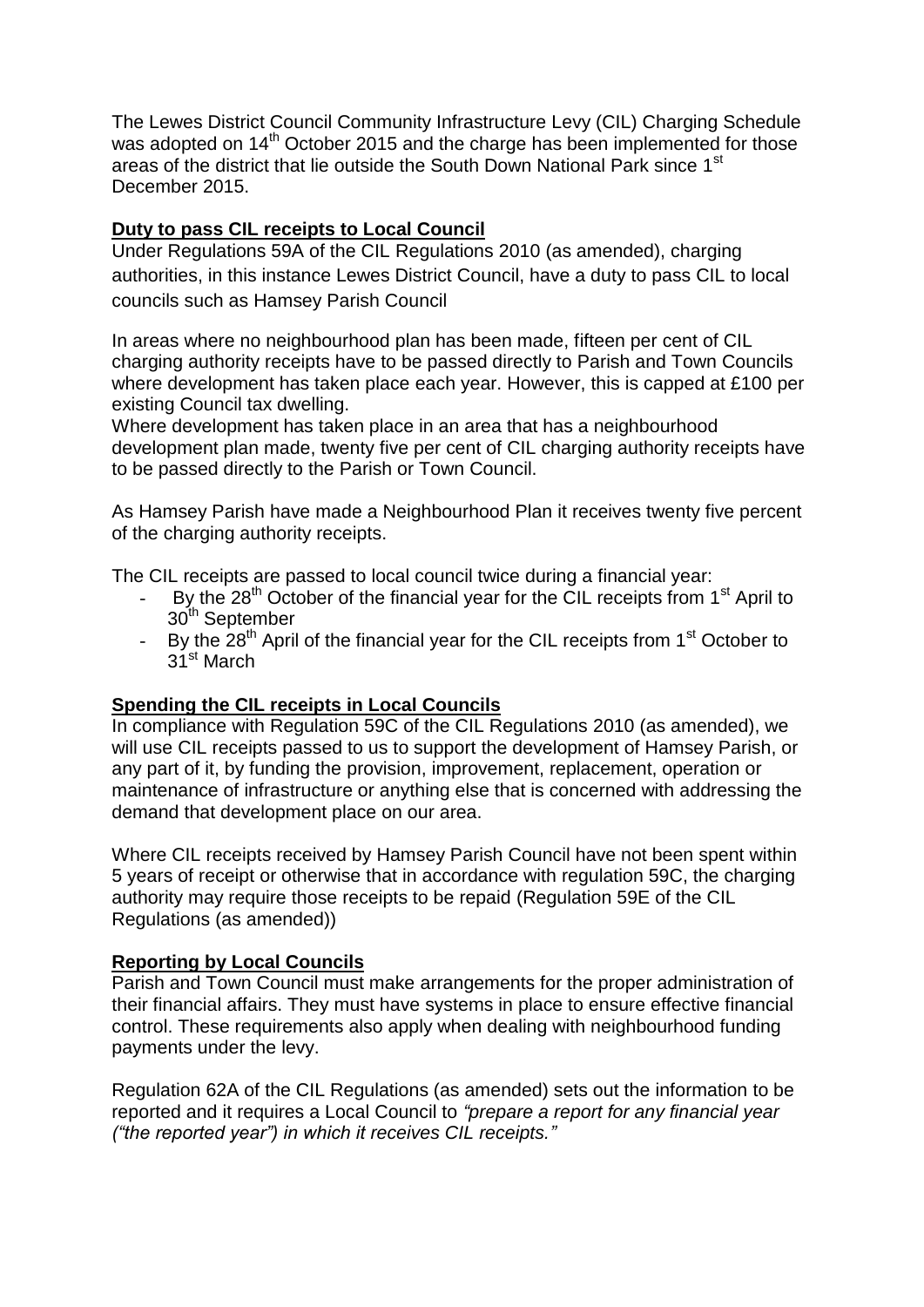The Lewes District Council Community Infrastructure Levy (CIL) Charging Schedule was adopted on 14th October 2015 and the charge has been implemented for those areas of the district that lie outside the South Down National Park since 1st December 2015.

**Duty to pass CIL receipts to Local Council**

Under Regulations 59A of the CIL Regulations 2010 (as amended), charging authorities, in this instance Lewes District Council, have a duty to pass CIL to local councils such as Hamsey Parish Council

In areas where no neighbourhood plan has been made, fifteen per cent of CIL charging authority receipts have to be passed directly to Parish and Town Councils where development has taken place each year. However, this is capped at £100 per existing Council tax dwelling.

Where development has taken place in an area that has a neighbourhood development plan made, twenty five per cent of CIL charging authority receipts have to be passed directly to the Parish or Town Council.

As Hamsey Parish have made a Neighbourhood Plan it receives twenty five percent of the charging authority receipts.

The CIL receipts are passed to local council twice during a financial year:

- By the 28th October of the financial year for the CIL receipts from 1st April to 30th September
- By the 28th April of the financial year for the CIL receipts from 1st October to 31st March

**Spending the CIL receipts in Local Councils**

In compliance with Regulation 59C of the CIL Regulations 2010 (as amended), we will use CIL receipts passed to us to support the development of Hamsey Parish, or any part of it, by funding the provision, improvement, replacement, operation or maintenance of infrastructure or anything else that is concerned with addressing the demand that development place on our area.

Where CIL receipts received by Hamsey Parish Council have not been spent within 5 years of receipt or otherwise that in accordance with regulation 59C, the charging authority may require those receipts to be repaid (Regulation 59E of the CIL Regulations (as amended))

**Reporting by Local Councils**

Parish and Town Council must make arrangements for the proper administration of their financial affairs. They must have systems in place to ensure effective financial control. These requirements also apply when dealing with neighbourhood funding payments under the levy.

Regulation 62A of the CIL Regulations (as amended) sets out the information to be reported and it requires a Local Council to *"prepare a report for any financial year ("the reported year") in which it receives CIL receipts."*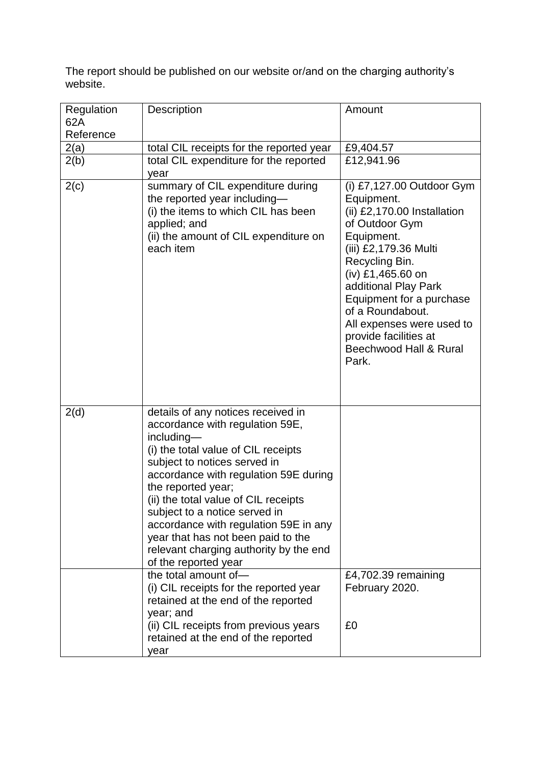The report should be published on our website or/and on the charging authority's website.

| Regulation 62A Reference | Description | Amount |
|---|---|---|
| 2(a) | total CIL receipts for the reported year | £9,404.57 |
| 2(b) | total CIL expenditure for the reported year | £12,941.96 |
| 2(c) | summary of CIL expenditure during the reported year including—<br>(i) the items to which CIL has been applied; and<br>(ii) the amount of CIL expenditure on each item | (i) £7,127.00 Outdoor Gym Equipment.<br>(ii) £2,170.00 Installation of Outdoor Gym Equipment.<br>(iii) £2,179.36 Multi Recycling Bin.<br>(iv) £1,465.60 on additional Play Park Equipment for a purchase of a Roundabout.<br>All expenses were used to provide facilities at Beechwood Hall & Rural Park. |
| 2(d) | details of any notices received in accordance with regulation 59E, including—<br>(i) the total value of CIL receipts subject to notices served in accordance with regulation 59E during the reported year;<br>(ii) the total value of CIL receipts subject to a notice served in accordance with regulation 59E in any year that has not been paid to the relevant charging authority by the end of the reported year | |
| | the total amount of—<br>(i) CIL receipts for the reported year retained at the end of the reported year; and<br>(ii) CIL receipts from previous years retained at the end of the reported year | £4,702.39 remaining February 2020.<br><br>£0 |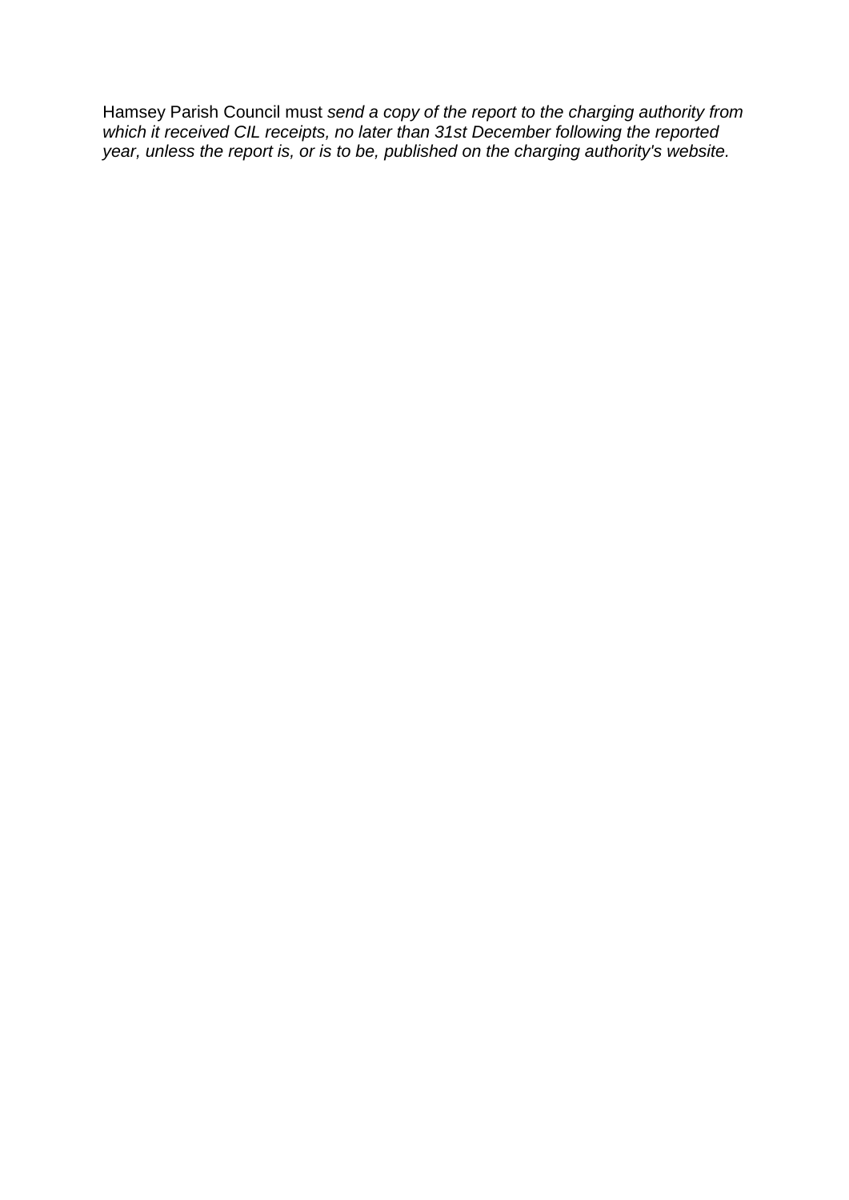Hamsey Parish Council must *send a copy of the report to the charging authority from which it received CIL receipts, no later than 31st December following the reported year, unless the report is, or is to be, published on the charging authority's website.*